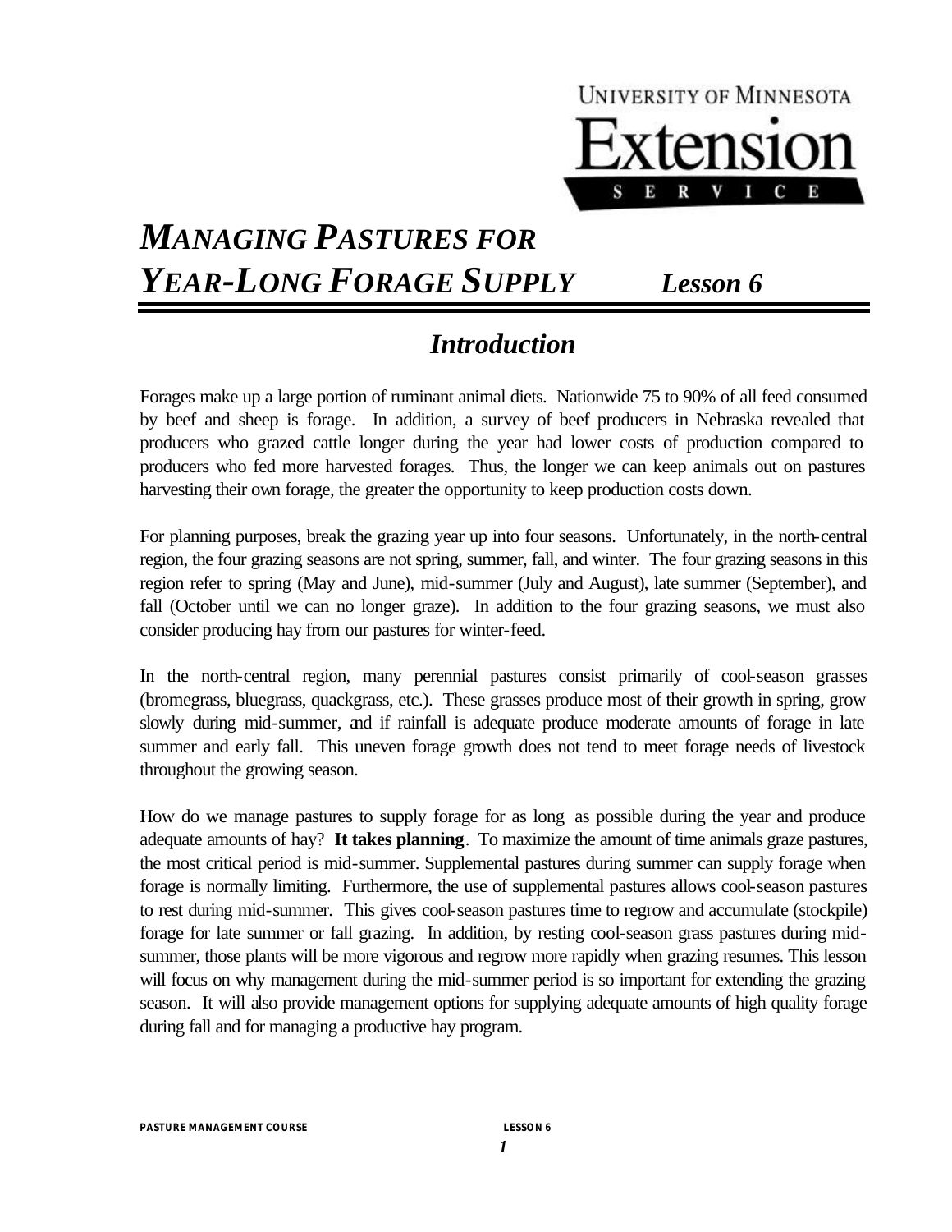UNIVERSITY OF MINNESOTA

Extension

SERVICE

# *MANAGING PASTURES FOR YEAR-LONG FORAGE SUPPLY* ***Lesson 6***

## *Introduction*

Forages make up a large portion of ruminant animal diets. Nationwide 75 to 90% of all feed consumed by beef and sheep is forage. In addition, a survey of beef producers in Nebraska revealed that producers who grazed cattle longer during the year had lower costs of production compared to producers who fed more harvested forages. Thus, the longer we can keep animals out on pastures harvesting their own forage, the greater the opportunity to keep production costs down.

For planning purposes, break the grazing year up into four seasons. Unfortunately, in the north-central region, the four grazing seasons are not spring, summer, fall, and winter. The four grazing seasons in this region refer to spring (May and June), mid-summer (July and August), late summer (September), and fall (October until we can no longer graze). In addition to the four grazing seasons, we must also consider producing hay from our pastures for winter-feed.

In the north-central region, many perennial pastures consist primarily of cool-season grasses (bromegrass, bluegrass, quackgrass, etc.). These grasses produce most of their growth in spring, grow slowly during mid-summer, and if rainfall is adequate produce moderate amounts of forage in late summer and early fall. This uneven forage growth does not tend to meet forage needs of livestock throughout the growing season.

How do we manage pastures to supply forage for as long as possible during the year and produce adequate amounts of hay? **It takes planning**. To maximize the amount of time animals graze pastures, the most critical period is mid-summer. Supplemental pastures during summer can supply forage when forage is normally limiting. Furthermore, the use of supplemental pastures allows cool-season pastures to rest during mid-summer. This gives cool-season pastures time to regrow and accumulate (stockpile) forage for late summer or fall grazing. In addition, by resting cool-season grass pastures during mid-summer, those plants will be more vigorous and regrow more rapidly when grazing resumes. This lesson will focus on why management during the mid-summer period is so important for extending the grazing season. It will also provide management options for supplying adequate amounts of high quality forage during fall and for managing a productive hay program.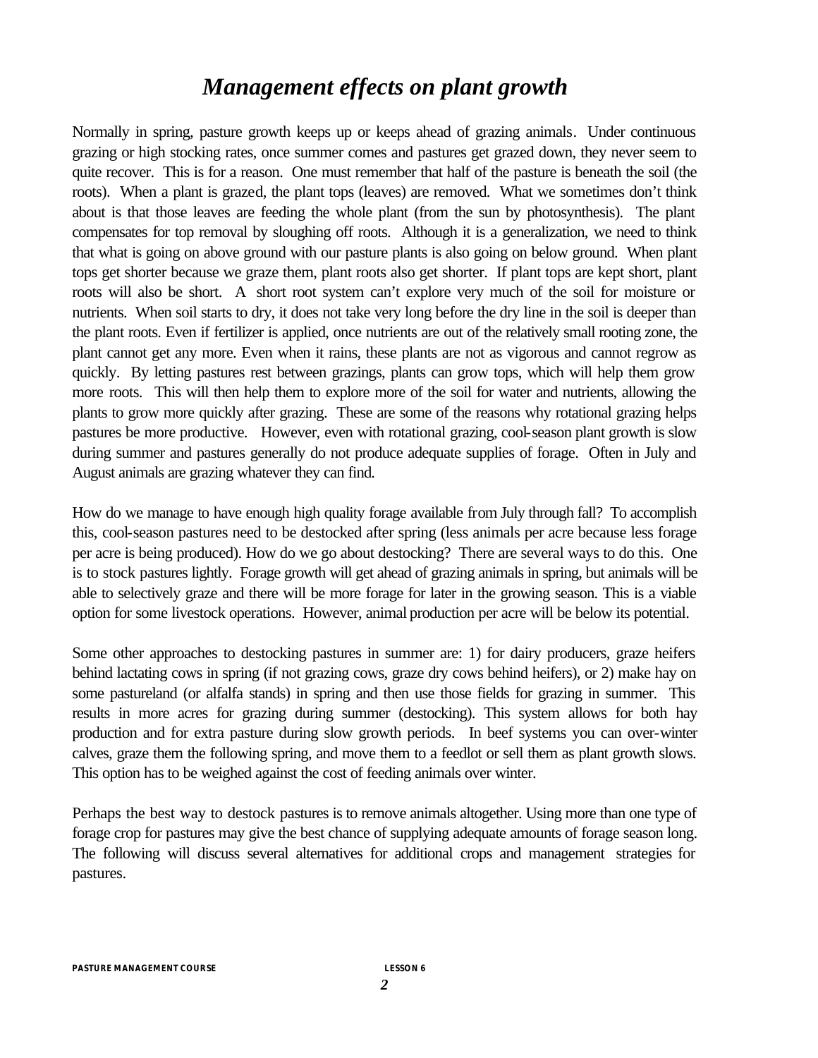# *Management effects on plant growth*

Normally in spring, pasture growth keeps up or keeps ahead of grazing animals. Under continuous grazing or high stocking rates, once summer comes and pastures get grazed down, they never seem to quite recover. This is for a reason. One must remember that half of the pasture is beneath the soil (the roots). When a plant is grazed, the plant tops (leaves) are removed. What we sometimes don't think about is that those leaves are feeding the whole plant (from the sun by photosynthesis). The plant compensates for top removal by sloughing off roots. Although it is a generalization, we need to think that what is going on above ground with our pasture plants is also going on below ground. When plant tops get shorter because we graze them, plant roots also get shorter. If plant tops are kept short, plant roots will also be short. A short root system can't explore very much of the soil for moisture or nutrients. When soil starts to dry, it does not take very long before the dry line in the soil is deeper than the plant roots. Even if fertilizer is applied, once nutrients are out of the relatively small rooting zone, the plant cannot get any more. Even when it rains, these plants are not as vigorous and cannot regrow as quickly. By letting pastures rest between grazings, plants can grow tops, which will help them grow more roots. This will then help them to explore more of the soil for water and nutrients, allowing the plants to grow more quickly after grazing. These are some of the reasons why rotational grazing helps pastures be more productive. However, even with rotational grazing, cool-season plant growth is slow during summer and pastures generally do not produce adequate supplies of forage. Often in July and August animals are grazing whatever they can find.

How do we manage to have enough high quality forage available from July through fall? To accomplish this, cool-season pastures need to be destocked after spring (less animals per acre because less forage per acre is being produced). How do we go about destocking? There are several ways to do this. One is to stock pastures lightly. Forage growth will get ahead of grazing animals in spring, but animals will be able to selectively graze and there will be more forage for later in the growing season. This is a viable option for some livestock operations. However, animal production per acre will be below its potential.

Some other approaches to destocking pastures in summer are: 1) for dairy producers, graze heifers behind lactating cows in spring (if not grazing cows, graze dry cows behind heifers), or 2) make hay on some pastureland (or alfalfa stands) in spring and then use those fields for grazing in summer. This results in more acres for grazing during summer (destocking). This system allows for both hay production and for extra pasture during slow growth periods. In beef systems you can over-winter calves, graze them the following spring, and move them to a feedlot or sell them as plant growth slows. This option has to be weighed against the cost of feeding animals over winter.

Perhaps the best way to destock pastures is to remove animals altogether. Using more than one type of forage crop for pastures may give the best chance of supplying adequate amounts of forage season long. The following will discuss several alternatives for additional crops and management strategies for pastures.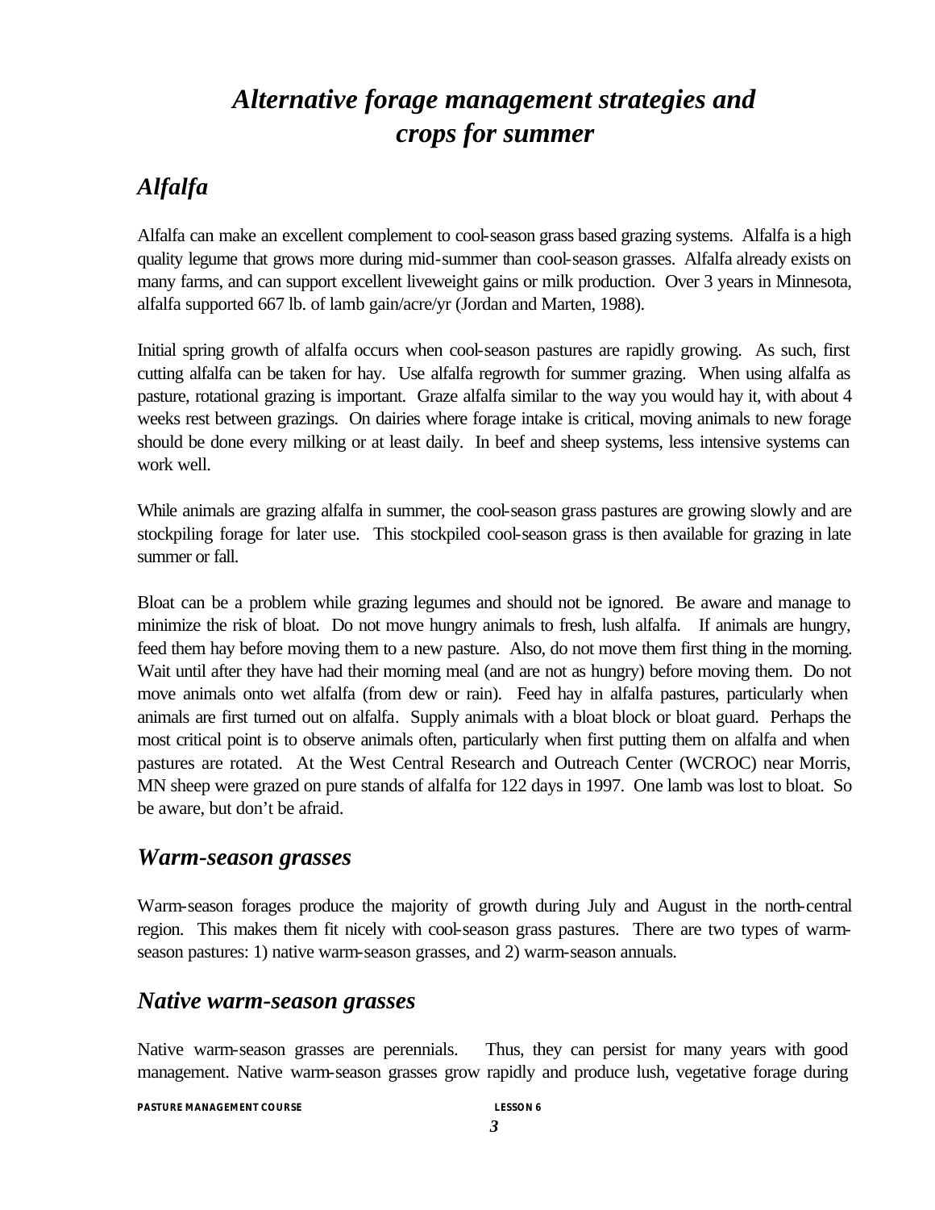# *Alternative forage management strategies and crops for summer*

## *Alfalfa*

Alfalfa can make an excellent complement to cool-season grass based grazing systems. Alfalfa is a high quality legume that grows more during mid-summer than cool-season grasses. Alfalfa already exists on many farms, and can support excellent liveweight gains or milk production. Over 3 years in Minnesota, alfalfa supported 667 lb. of lamb gain/acre/yr (Jordan and Marten, 1988).

Initial spring growth of alfalfa occurs when cool-season pastures are rapidly growing. As such, first cutting alfalfa can be taken for hay. Use alfalfa regrowth for summer grazing. When using alfalfa as pasture, rotational grazing is important. Graze alfalfa similar to the way you would hay it, with about 4 weeks rest between grazings. On dairies where forage intake is critical, moving animals to new forage should be done every milking or at least daily. In beef and sheep systems, less intensive systems can work well.

While animals are grazing alfalfa in summer, the cool-season grass pastures are growing slowly and are stockpiling forage for later use. This stockpiled cool-season grass is then available for grazing in late summer or fall.

Bloat can be a problem while grazing legumes and should not be ignored. Be aware and manage to minimize the risk of bloat. Do not move hungry animals to fresh, lush alfalfa. If animals are hungry, feed them hay before moving them to a new pasture. Also, do not move them first thing in the morning. Wait until after they have had their morning meal (and are not as hungry) before moving them. Do not move animals onto wet alfalfa (from dew or rain). Feed hay in alfalfa pastures, particularly when animals are first turned out on alfalfa. Supply animals with a bloat block or bloat guard. Perhaps the most critical point is to observe animals often, particularly when first putting them on alfalfa and when pastures are rotated. At the West Central Research and Outreach Center (WCROC) near Morris, MN sheep were grazed on pure stands of alfalfa for 122 days in 1997. One lamb was lost to bloat. So be aware, but don't be afraid.

## *Warm-season grasses*

Warm-season forages produce the majority of growth during July and August in the north-central region. This makes them fit nicely with cool-season grass pastures. There are two types of warm-season pastures: 1) native warm-season grasses, and 2) warm-season annuals.

## *Native warm-season grasses*

Native warm-season grasses are perennials. Thus, they can persist for many years with good management. Native warm-season grasses grow rapidly and produce lush, vegetative forage during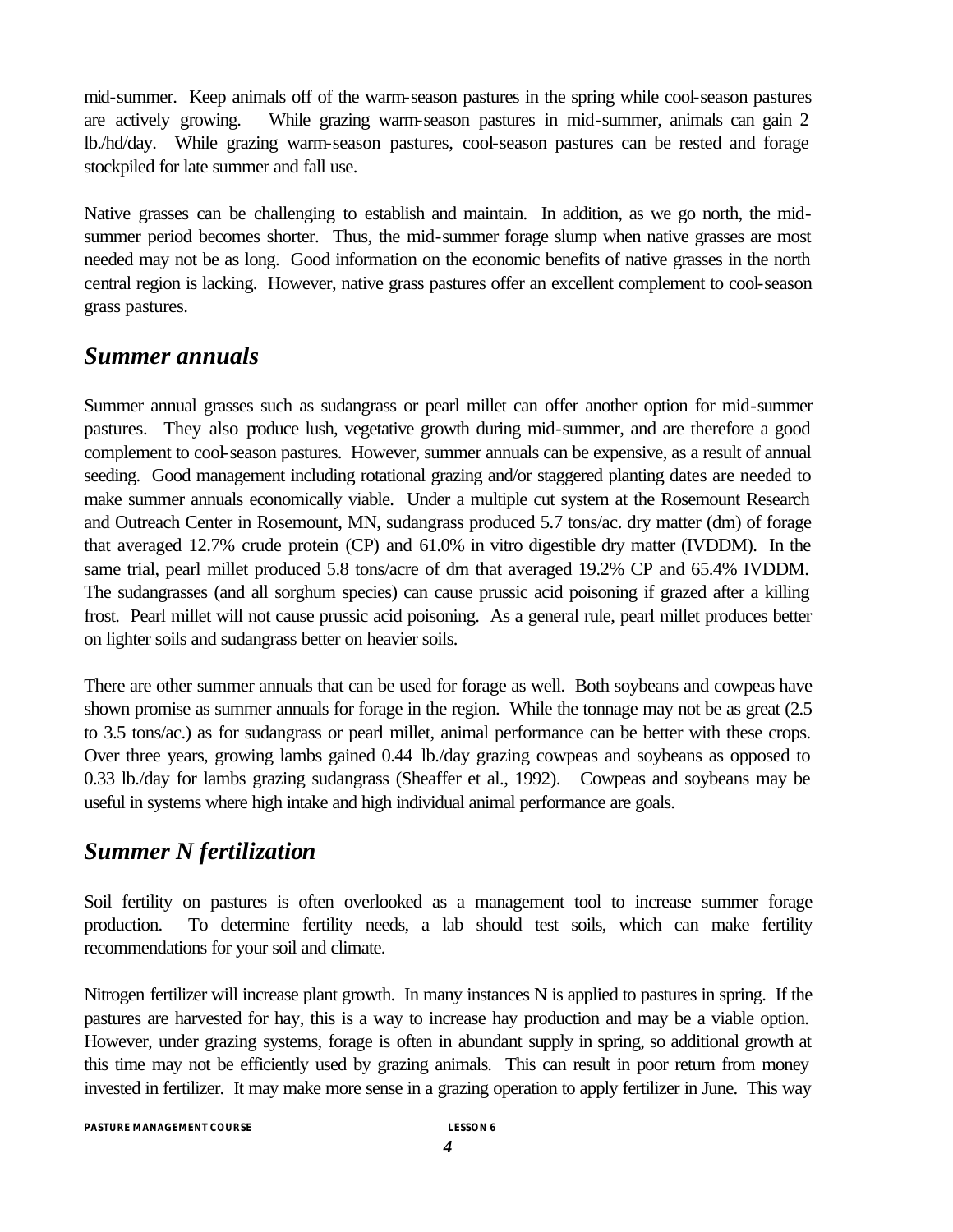mid-summer. Keep animals off of the warm-season pastures in the spring while cool-season pastures are actively growing. While grazing warm-season pastures in mid-summer, animals can gain 2 lb./hd/day. While grazing warm-season pastures, cool-season pastures can be rested and forage stockpiled for late summer and fall use.

Native grasses can be challenging to establish and maintain. In addition, as we go north, the mid-summer period becomes shorter. Thus, the mid-summer forage slump when native grasses are most needed may not be as long. Good information on the economic benefits of native grasses in the north central region is lacking. However, native grass pastures offer an excellent complement to cool-season grass pastures.

## *Summer annuals*

Summer annual grasses such as sudangrass or pearl millet can offer another option for mid-summer pastures. They also produce lush, vegetative growth during mid-summer, and are therefore a good complement to cool-season pastures. However, summer annuals can be expensive, as a result of annual seeding. Good management including rotational grazing and/or staggered planting dates are needed to make summer annuals economically viable. Under a multiple cut system at the Rosemount Research and Outreach Center in Rosemount, MN, sudangrass produced 5.7 tons/ac. dry matter (dm) of forage that averaged 12.7% crude protein (CP) and 61.0% in vitro digestible dry matter (IVDDM). In the same trial, pearl millet produced 5.8 tons/acre of dm that averaged 19.2% CP and 65.4% IVDDM. The sudangrasses (and all sorghum species) can cause prussic acid poisoning if grazed after a killing frost. Pearl millet will not cause prussic acid poisoning. As a general rule, pearl millet produces better on lighter soils and sudangrass better on heavier soils.

There are other summer annuals that can be used for forage as well. Both soybeans and cowpeas have shown promise as summer annuals for forage in the region. While the tonnage may not be as great (2.5 to 3.5 tons/ac.) as for sudangrass or pearl millet, animal performance can be better with these crops. Over three years, growing lambs gained 0.44 lb./day grazing cowpeas and soybeans as opposed to 0.33 lb./day for lambs grazing sudangrass (Sheaffer et al., 1992). Cowpeas and soybeans may be useful in systems where high intake and high individual animal performance are goals.

## *Summer N fertilization*

Soil fertility on pastures is often overlooked as a management tool to increase summer forage production. To determine fertility needs, a lab should test soils, which can make fertility recommendations for your soil and climate.

Nitrogen fertilizer will increase plant growth. In many instances N is applied to pastures in spring. If the pastures are harvested for hay, this is a way to increase hay production and may be a viable option. However, under grazing systems, forage is often in abundant supply in spring, so additional growth at this time may not be efficiently used by grazing animals. This can result in poor return from money invested in fertilizer. It may make more sense in a grazing operation to apply fertilizer in June. This way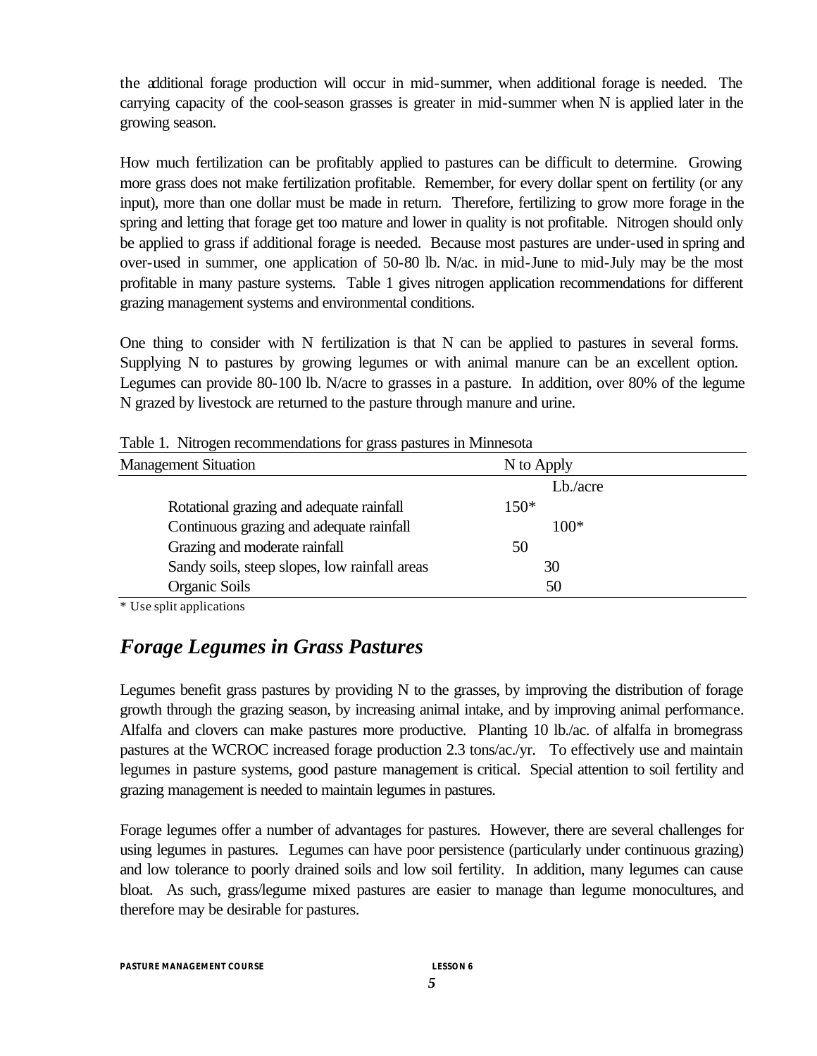the additional forage production will occur in mid-summer, when additional forage is needed. The carrying capacity of the cool-season grasses is greater in mid-summer when N is applied later in the growing season.

How much fertilization can be profitably applied to pastures can be difficult to determine. Growing more grass does not make fertilization profitable. Remember, for every dollar spent on fertility (or any input), more than one dollar must be made in return. Therefore, fertilizing to grow more forage in the spring and letting that forage get too mature and lower in quality is not profitable. Nitrogen should only be applied to grass if additional forage is needed. Because most pastures are under-used in spring and over-used in summer, one application of 50-80 lb. N/ac. in mid-June to mid-July may be the most profitable in many pasture systems. Table 1 gives nitrogen application recommendations for different grazing management systems and environmental conditions.

One thing to consider with N fertilization is that N can be applied to pastures in several forms. Supplying N to pastures by growing legumes or with animal manure can be an excellent option. Legumes can provide 80-100 lb. N/acre to grasses in a pasture. In addition, over 80% of the legume N grazed by livestock are returned to the pasture through manure and urine.

Table 1. Nitrogen recommendations for grass pastures in Minnesota

| Management Situation | N to Apply |
|---|---|
| | Lb./acre |
| Rotational grazing and adequate rainfall | 150* |
| Continuous grazing and adequate rainfall | 100* |
| Grazing and moderate rainfall | 50 |
| Sandy soils, steep slopes, low rainfall areas | 30 |
| Organic Soils | 50 |

\* Use split applications

## *Forage Legumes in Grass Pastures*

Legumes benefit grass pastures by providing N to the grasses, by improving the distribution of forage growth through the grazing season, by increasing animal intake, and by improving animal performance. Alfalfa and clovers can make pastures more productive. Planting 10 lb./ac. of alfalfa in bromegrass pastures at the WCROC increased forage production 2.3 tons/ac./yr. To effectively use and maintain legumes in pasture systems, good pasture management is critical. Special attention to soil fertility and grazing management is needed to maintain legumes in pastures.

Forage legumes offer a number of advantages for pastures. However, there are several challenges for using legumes in pastures. Legumes can have poor persistence (particularly under continuous grazing) and low tolerance to poorly drained soils and low soil fertility. In addition, many legumes can cause bloat. As such, grass/legume mixed pastures are easier to manage than legume monocultures, and therefore may be desirable for pastures.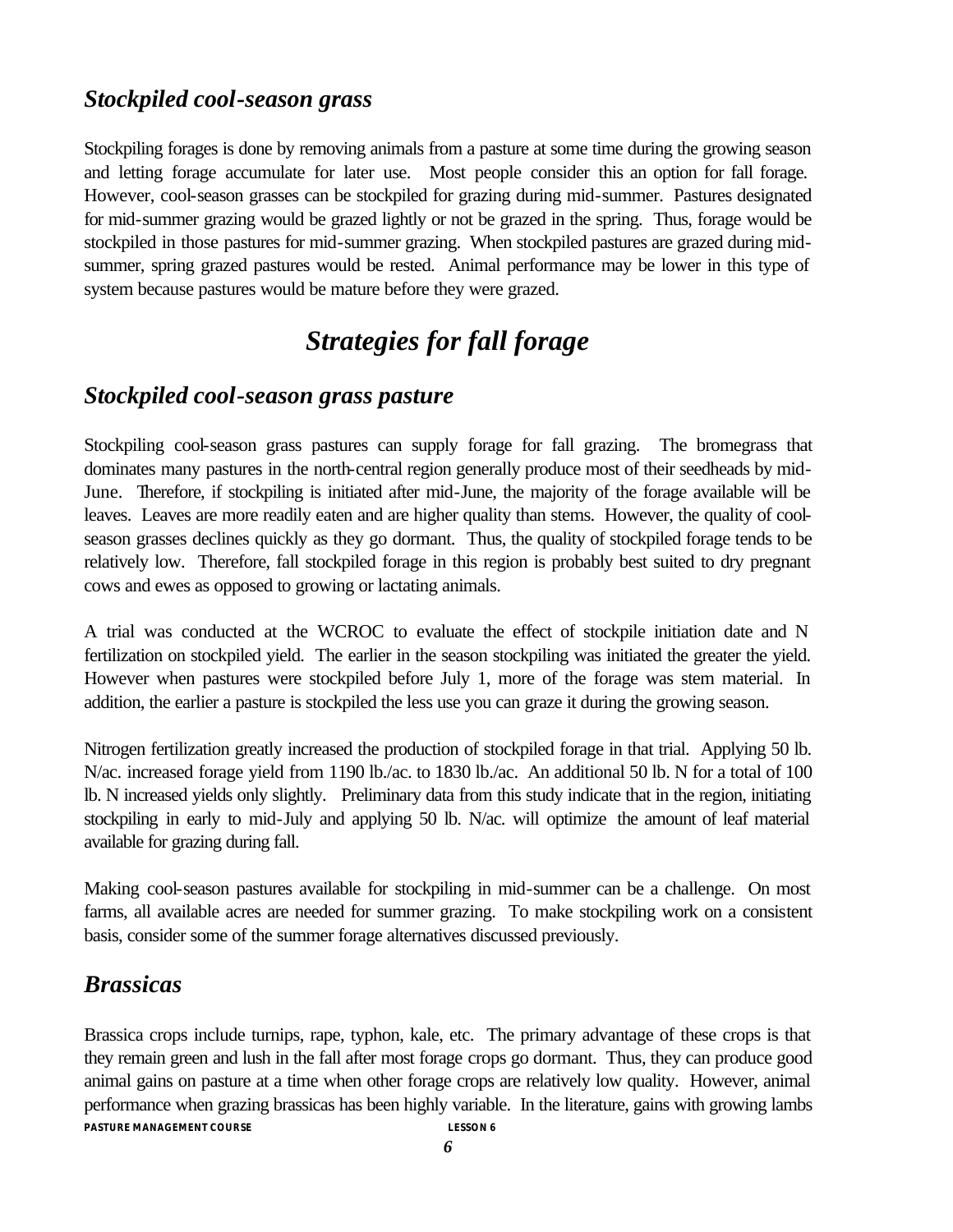### *Stockpiled cool-season grass*

Stockpiling forages is done by removing animals from a pasture at some time during the growing season and letting forage accumulate for later use. Most people consider this an option for fall forage. However, cool-season grasses can be stockpiled for grazing during mid-summer. Pastures designated for mid-summer grazing would be grazed lightly or not be grazed in the spring. Thus, forage would be stockpiled in those pastures for mid-summer grazing. When stockpiled pastures are grazed during mid-summer, spring grazed pastures would be rested. Animal performance may be lower in this type of system because pastures would be mature before they were grazed.

## *Strategies for fall forage*

### *Stockpiled cool-season grass pasture*

Stockpiling cool-season grass pastures can supply forage for fall grazing. The bromegrass that dominates many pastures in the north-central region generally produce most of their seedheads by mid-June. Therefore, if stockpiling is initiated after mid-June, the majority of the forage available will be leaves. Leaves are more readily eaten and are higher quality than stems. However, the quality of cool-season grasses declines quickly as they go dormant. Thus, the quality of stockpiled forage tends to be relatively low. Therefore, fall stockpiled forage in this region is probably best suited to dry pregnant cows and ewes as opposed to growing or lactating animals.

A trial was conducted at the WCROC to evaluate the effect of stockpile initiation date and N fertilization on stockpiled yield. The earlier in the season stockpiling was initiated the greater the yield. However when pastures were stockpiled before July 1, more of the forage was stem material. In addition, the earlier a pasture is stockpiled the less use you can graze it during the growing season.

Nitrogen fertilization greatly increased the production of stockpiled forage in that trial. Applying 50 lb. N/ac. increased forage yield from 1190 lb./ac. to 1830 lb./ac. An additional 50 lb. N for a total of 100 lb. N increased yields only slightly. Preliminary data from this study indicate that in the region, initiating stockpiling in early to mid-July and applying 50 lb. N/ac. will optimize the amount of leaf material available for grazing during fall.

Making cool-season pastures available for stockpiling in mid-summer can be a challenge. On most farms, all available acres are needed for summer grazing. To make stockpiling work on a consistent basis, consider some of the summer forage alternatives discussed previously.

### *Brassicas*

Brassica crops include turnips, rape, typhon, kale, etc. The primary advantage of these crops is that they remain green and lush in the fall after most forage crops go dormant. Thus, they can produce good animal gains on pasture at a time when other forage crops are relatively low quality. However, animal performance when grazing brassicas has been highly variable. In the literature, gains with growing lambs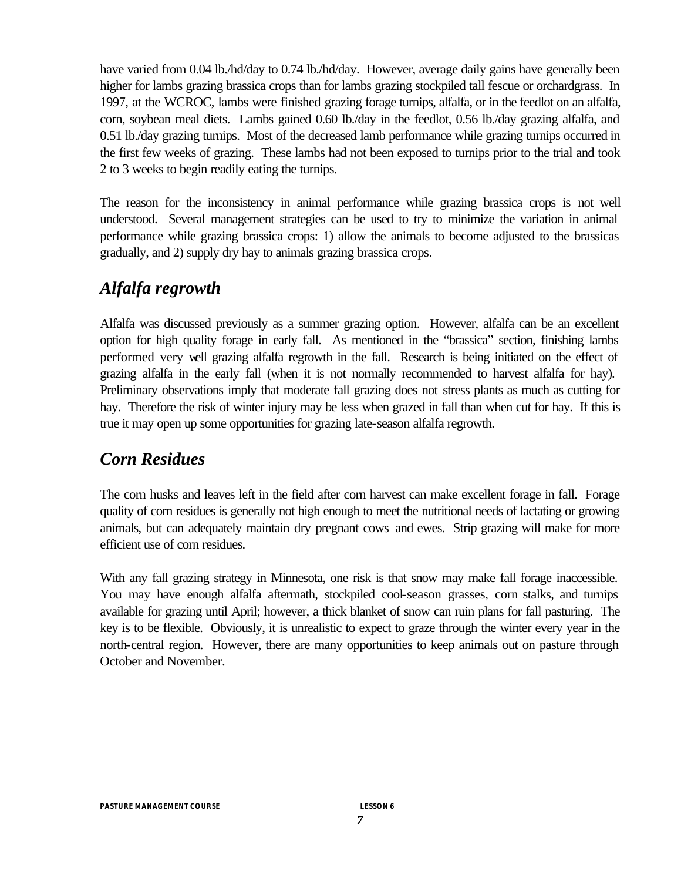have varied from 0.04 lb./hd/day to 0.74 lb./hd/day. However, average daily gains have generally been higher for lambs grazing brassica crops than for lambs grazing stockpiled tall fescue or orchardgrass. In 1997, at the WCROC, lambs were finished grazing forage turnips, alfalfa, or in the feedlot on an alfalfa, corn, soybean meal diets. Lambs gained 0.60 lb./day in the feedlot, 0.56 lb./day grazing alfalfa, and 0.51 lb./day grazing turnips. Most of the decreased lamb performance while grazing turnips occurred in the first few weeks of grazing. These lambs had not been exposed to turnips prior to the trial and took 2 to 3 weeks to begin readily eating the turnips.

The reason for the inconsistency in animal performance while grazing brassica crops is not well understood. Several management strategies can be used to try to minimize the variation in animal performance while grazing brassica crops: 1) allow the animals to become adjusted to the brassicas gradually, and 2) supply dry hay to animals grazing brassica crops.

## *Alfalfa regrowth*

Alfalfa was discussed previously as a summer grazing option. However, alfalfa can be an excellent option for high quality forage in early fall. As mentioned in the "brassica" section, finishing lambs performed very well grazing alfalfa regrowth in the fall. Research is being initiated on the effect of grazing alfalfa in the early fall (when it is not normally recommended to harvest alfalfa for hay). Preliminary observations imply that moderate fall grazing does not stress plants as much as cutting for hay. Therefore the risk of winter injury may be less when grazed in fall than when cut for hay. If this is true it may open up some opportunities for grazing late-season alfalfa regrowth.

## *Corn Residues*

The corn husks and leaves left in the field after corn harvest can make excellent forage in fall. Forage quality of corn residues is generally not high enough to meet the nutritional needs of lactating or growing animals, but can adequately maintain dry pregnant cows and ewes. Strip grazing will make for more efficient use of corn residues.

With any fall grazing strategy in Minnesota, one risk is that snow may make fall forage inaccessible. You may have enough alfalfa aftermath, stockpiled cool-season grasses, corn stalks, and turnips available for grazing until April; however, a thick blanket of snow can ruin plans for fall pasturing. The key is to be flexible. Obviously, it is unrealistic to expect to graze through the winter every year in the north-central region. However, there are many opportunities to keep animals out on pasture through October and November.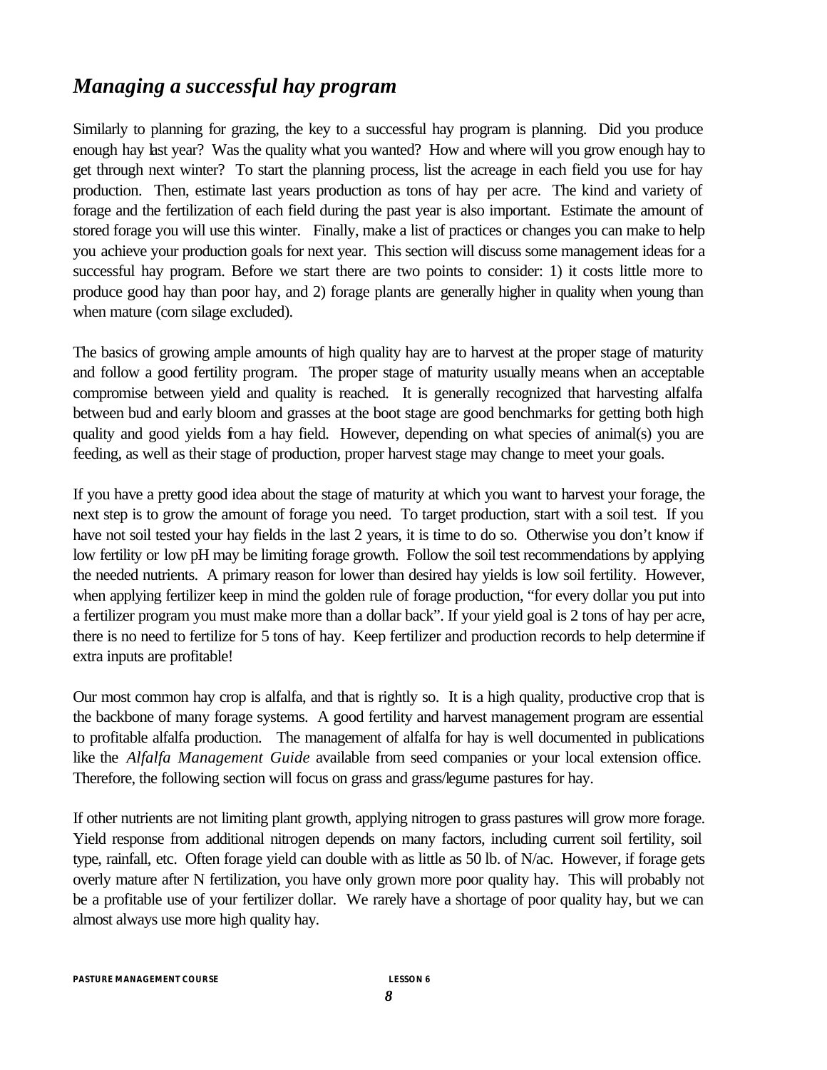## *Managing a successful hay program*

Similarly to planning for grazing, the key to a successful hay program is planning. Did you produce enough hay last year? Was the quality what you wanted? How and where will you grow enough hay to get through next winter? To start the planning process, list the acreage in each field you use for hay production. Then, estimate last years production as tons of hay per acre. The kind and variety of forage and the fertilization of each field during the past year is also important. Estimate the amount of stored forage you will use this winter. Finally, make a list of practices or changes you can make to help you achieve your production goals for next year. This section will discuss some management ideas for a successful hay program. Before we start there are two points to consider: 1) it costs little more to produce good hay than poor hay, and 2) forage plants are generally higher in quality when young than when mature (corn silage excluded).

The basics of growing ample amounts of high quality hay are to harvest at the proper stage of maturity and follow a good fertility program. The proper stage of maturity usually means when an acceptable compromise between yield and quality is reached. It is generally recognized that harvesting alfalfa between bud and early bloom and grasses at the boot stage are good benchmarks for getting both high quality and good yields from a hay field. However, depending on what species of animal(s) you are feeding, as well as their stage of production, proper harvest stage may change to meet your goals.

If you have a pretty good idea about the stage of maturity at which you want to harvest your forage, the next step is to grow the amount of forage you need. To target production, start with a soil test. If you have not soil tested your hay fields in the last 2 years, it is time to do so. Otherwise you don't know if low fertility or low pH may be limiting forage growth. Follow the soil test recommendations by applying the needed nutrients. A primary reason for lower than desired hay yields is low soil fertility. However, when applying fertilizer keep in mind the golden rule of forage production, "for every dollar you put into a fertilizer program you must make more than a dollar back". If your yield goal is 2 tons of hay per acre, there is no need to fertilize for 5 tons of hay. Keep fertilizer and production records to help determine if extra inputs are profitable!

Our most common hay crop is alfalfa, and that is rightly so. It is a high quality, productive crop that is the backbone of many forage systems. A good fertility and harvest management program are essential to profitable alfalfa production. The management of alfalfa for hay is well documented in publications like the *Alfalfa Management Guide* available from seed companies or your local extension office. Therefore, the following section will focus on grass and grass/legume pastures for hay.

If other nutrients are not limiting plant growth, applying nitrogen to grass pastures will grow more forage. Yield response from additional nitrogen depends on many factors, including current soil fertility, soil type, rainfall, etc. Often forage yield can double with as little as 50 lb. of N/ac. However, if forage gets overly mature after N fertilization, you have only grown more poor quality hay. This will probably not be a profitable use of your fertilizer dollar. We rarely have a shortage of poor quality hay, but we can almost always use more high quality hay.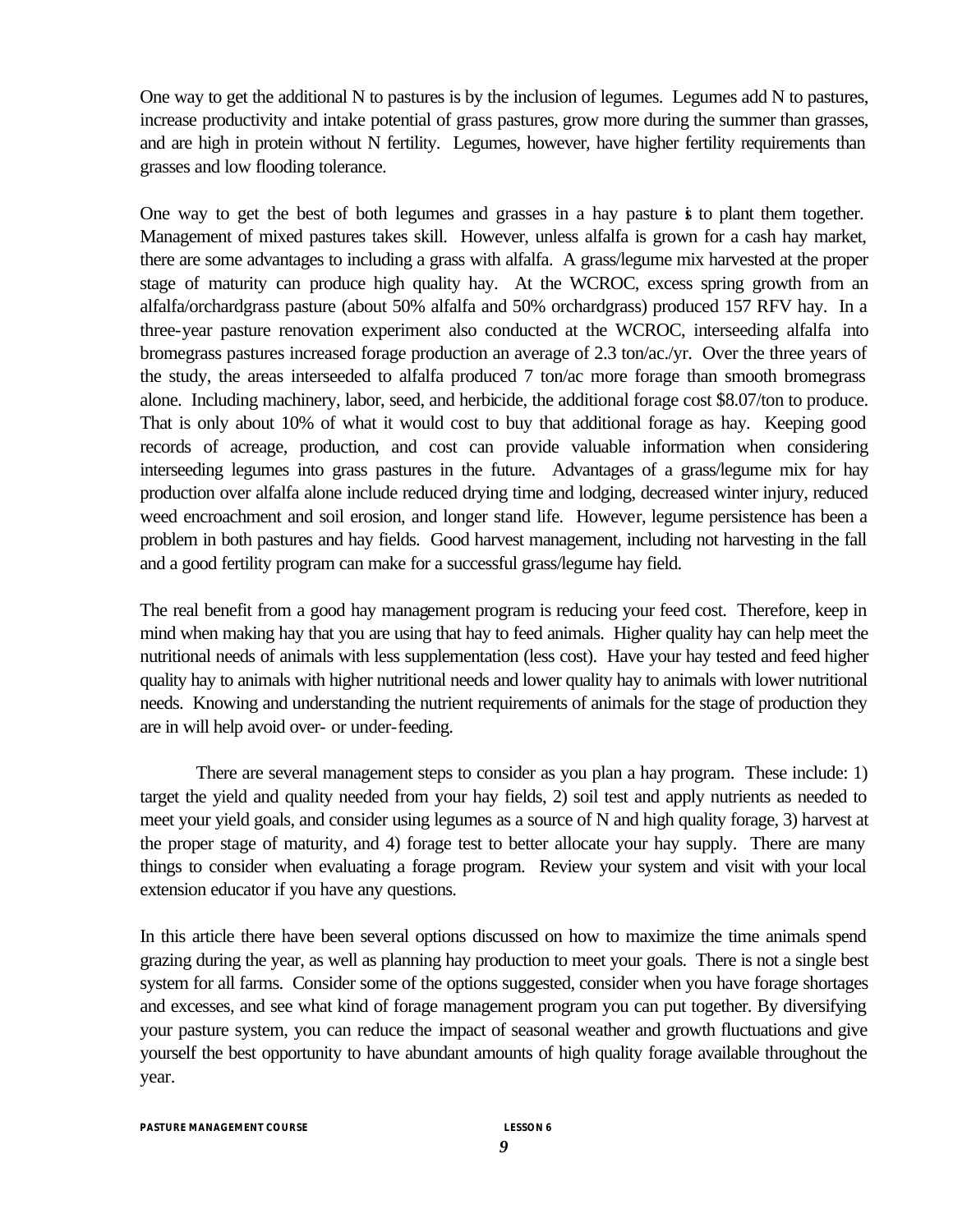One way to get the additional N to pastures is by the inclusion of legumes. Legumes add N to pastures, increase productivity and intake potential of grass pastures, grow more during the summer than grasses, and are high in protein without N fertility. Legumes, however, have higher fertility requirements than grasses and low flooding tolerance.

One way to get the best of both legumes and grasses in a hay pasture is to plant them together. Management of mixed pastures takes skill. However, unless alfalfa is grown for a cash hay market, there are some advantages to including a grass with alfalfa. A grass/legume mix harvested at the proper stage of maturity can produce high quality hay. At the WCROC, excess spring growth from an alfalfa/orchardgrass pasture (about 50% alfalfa and 50% orchardgrass) produced 157 RFV hay. In a three-year pasture renovation experiment also conducted at the WCROC, interseeding alfalfa into bromegrass pastures increased forage production an average of 2.3 ton/ac./yr. Over the three years of the study, the areas interseeded to alfalfa produced 7 ton/ac more forage than smooth bromegrass alone. Including machinery, labor, seed, and herbicide, the additional forage cost $8.07/ton to produce. That is only about 10% of what it would cost to buy that additional forage as hay. Keeping good records of acreage, production, and cost can provide valuable information when considering interseeding legumes into grass pastures in the future. Advantages of a grass/legume mix for hay production over alfalfa alone include reduced drying time and lodging, decreased winter injury, reduced weed encroachment and soil erosion, and longer stand life. However, legume persistence has been a problem in both pastures and hay fields. Good harvest management, including not harvesting in the fall and a good fertility program can make for a successful grass/legume hay field.

The real benefit from a good hay management program is reducing your feed cost. Therefore, keep in mind when making hay that you are using that hay to feed animals. Higher quality hay can help meet the nutritional needs of animals with less supplementation (less cost). Have your hay tested and feed higher quality hay to animals with higher nutritional needs and lower quality hay to animals with lower nutritional needs. Knowing and understanding the nutrient requirements of animals for the stage of production they are in will help avoid over- or under-feeding.

There are several management steps to consider as you plan a hay program. These include: 1) target the yield and quality needed from your hay fields, 2) soil test and apply nutrients as needed to meet your yield goals, and consider using legumes as a source of N and high quality forage, 3) harvest at the proper stage of maturity, and 4) forage test to better allocate your hay supply. There are many things to consider when evaluating a forage program. Review your system and visit with your local extension educator if you have any questions.

In this article there have been several options discussed on how to maximize the time animals spend grazing during the year, as well as planning hay production to meet your goals. There is not a single best system for all farms. Consider some of the options suggested, consider when you have forage shortages and excesses, and see what kind of forage management program you can put together. By diversifying your pasture system, you can reduce the impact of seasonal weather and growth fluctuations and give yourself the best opportunity to have abundant amounts of high quality forage available throughout the year.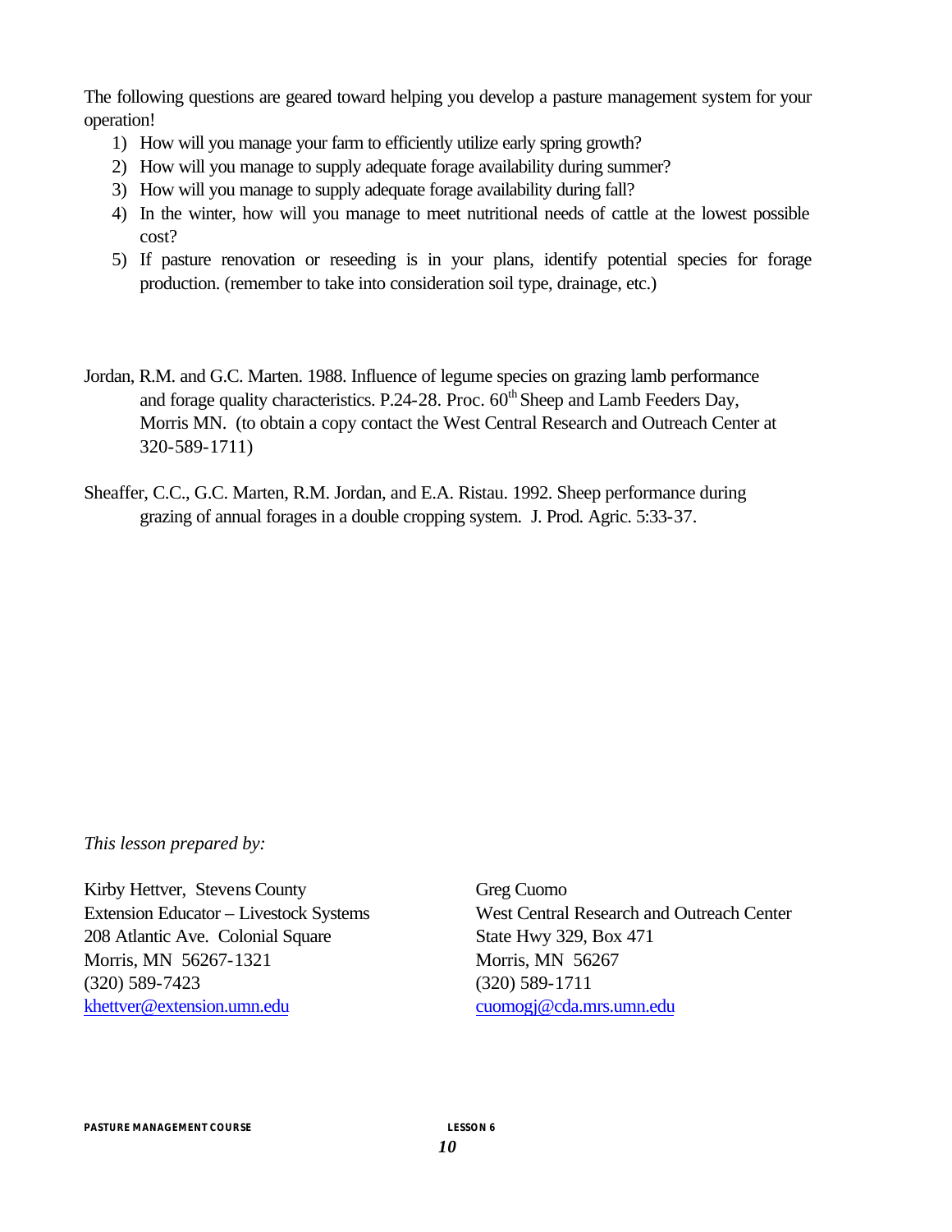The following questions are geared toward helping you develop a pasture management system for your operation!

1) How will you manage your farm to efficiently utilize early spring growth?
2) How will you manage to supply adequate forage availability during summer?
3) How will you manage to supply adequate forage availability during fall?
4) In the winter, how will you manage to meet nutritional needs of cattle at the lowest possible cost?
5) If pasture renovation or reseeding is in your plans, identify potential species for forage production. (remember to take into consideration soil type, drainage, etc.)

Jordan, R.M. and G.C. Marten. 1988. Influence of legume species on grazing lamb performance and forage quality characteristics. P.24-28. Proc. 60th Sheep and Lamb Feeders Day, Morris MN. (to obtain a copy contact the West Central Research and Outreach Center at 320-589-1711)

Sheaffer, C.C., G.C. Marten, R.M. Jordan, and E.A. Ristau. 1992. Sheep performance during grazing of annual forages in a double cropping system. J. Prod. Agric. 5:33-37.

*This lesson prepared by:*

Kirby Hettver, Stevens County
Extension Educator – Livestock Systems
208 Atlantic Ave. Colonial Square
Morris, MN 56267-1321
(320) 589-7423
khettver@extension.umn.edu

Greg Cuomo
West Central Research and Outreach Center
State Hwy 329, Box 471
Morris, MN 56267
(320) 589-1711
cuomogj@cda.mrs.umn.edu